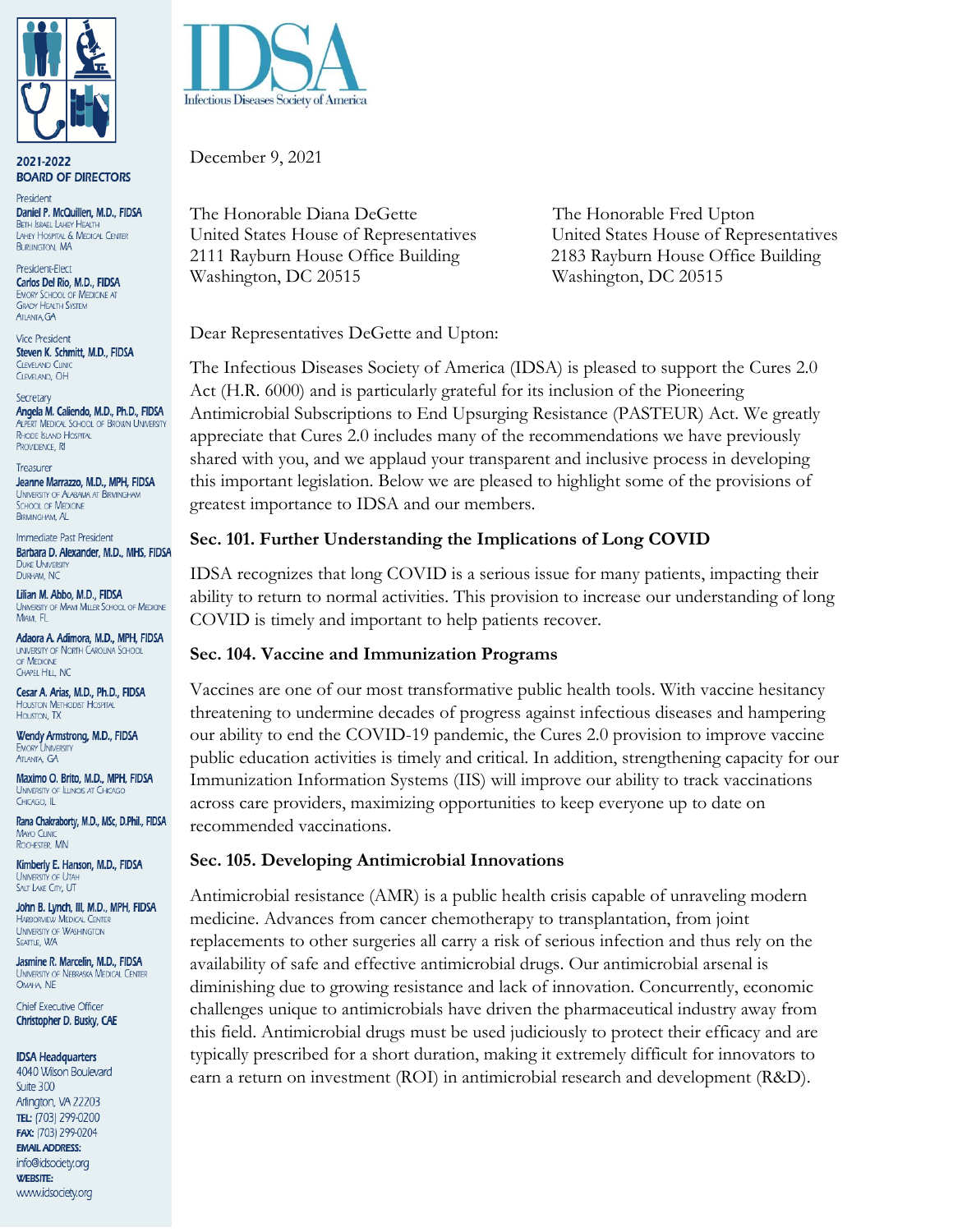2021-2022
**BOARD OF DIRECTORS**

President
**Daniel P. McQuillen, M.D., FIDSA**
Beth Israel Lahey Health
Lahey Hospital & Medical Center
Burlington, MA

President-Elect
**Carlos Del Rio, M.D., FIDSA**
Emory School of Medicine at
Grady Health System
Atlanta, GA

Vice President
**Steven K. Schmitt, M.D., FIDSA**
Cleveland Clinic
Cleveland, OH

Secretary
**Angela M. Caliendo, M.D., Ph.D., FIDSA**
Alpert Medical School of Brown University
Rhode Island Hospital
Providence, RI

Treasurer
**Jeanne Marrazzo, M.D., MPH, FIDSA**
University of Alabama at Birmingham
School of Medicine
Birmingham, AL

Immediate Past President
**Barbara D. Alexander, M.D., MHS, FIDSA**
Duke University
Durham, NC

**Lilian M. Abbo, M.D., FIDSA**
University of Miami Miller School of Medicine
Miami, FL

**Adaora A. Adimora, M.D., MPH, FIDSA**
University of North Carolina School
of Medicine
Chapel Hill, NC

**Cesar A. Arias, M.D., Ph.D., FIDSA**
Houston Methodist Hospital
Houston, TX

**Wendy Armstrong, M.D., FIDSA**
Emory University
Atlanta, GA

**Maximo O. Brito, M.D., MPH, FIDSA**
University of Illinois at Chicago
Chicago, IL

**Rana Chakraborty, M.D., MSc, D.Phil., FIDSA**
Mayo Clinic
Rochester, MN

**Kimberly E. Hanson, M.D., FIDSA**
University of Utah
Salt Lake City, UT

**John B. Lynch, III, M.D., MPH, FIDSA**
Harborview Medical Center
University of Washington
Seattle, WA

**Jasmine R. Marcelin, M.D., FIDSA**
University of Nebraska Medical Center
Omaha, NE

Chief Executive Officer
**Christopher D. Busky, CAE**

**IDSA Headquarters**
4040 Wilson Boulevard
Suite 300
Arlington, VA 22203
**TEL:** (703) 299-0200
**FAX:** (703) 299-0204
**EMAIL ADDRESS:**
info@idsociety.org
**WEBSITE:**
www.idsociety.org

IDSA
Infectious Diseases Society of America

December 9, 2021

The Honorable Diana DeGette
United States House of Representatives
2111 Rayburn House Office Building
Washington, DC 20515

The Honorable Fred Upton
United States House of Representatives
2183 Rayburn House Office Building
Washington, DC 20515

Dear Representatives DeGette and Upton:

The Infectious Diseases Society of America (IDSA) is pleased to support the Cures 2.0 Act (H.R. 6000) and is particularly grateful for its inclusion of the Pioneering Antimicrobial Subscriptions to End Upsurging Resistance (PASTEUR) Act. We greatly appreciate that Cures 2.0 includes many of the recommendations we have previously shared with you, and we applaud your transparent and inclusive process in developing this important legislation. Below we are pleased to highlight some of the provisions of greatest importance to IDSA and our members.

### Sec. 101. Further Understanding the Implications of Long COVID

IDSA recognizes that long COVID is a serious issue for many patients, impacting their ability to return to normal activities. This provision to increase our understanding of long COVID is timely and important to help patients recover.

### Sec. 104. Vaccine and Immunization Programs

Vaccines are one of our most transformative public health tools. With vaccine hesitancy threatening to undermine decades of progress against infectious diseases and hampering our ability to end the COVID-19 pandemic, the Cures 2.0 provision to improve vaccine public education activities is timely and critical. In addition, strengthening capacity for our Immunization Information Systems (IIS) will improve our ability to track vaccinations across care providers, maximizing opportunities to keep everyone up to date on recommended vaccinations.

### Sec. 105. Developing Antimicrobial Innovations

Antimicrobial resistance (AMR) is a public health crisis capable of unraveling modern medicine. Advances from cancer chemotherapy to transplantation, from joint replacements to other surgeries all carry a risk of serious infection and thus rely on the availability of safe and effective antimicrobial drugs. Our antimicrobial arsenal is diminishing due to growing resistance and lack of innovation. Concurrently, economic challenges unique to antimicrobials have driven the pharmaceutical industry away from this field. Antimicrobial drugs must be used judiciously to protect their efficacy and are typically prescribed for a short duration, making it extremely difficult for innovators to earn a return on investment (ROI) in antimicrobial research and development (R&D).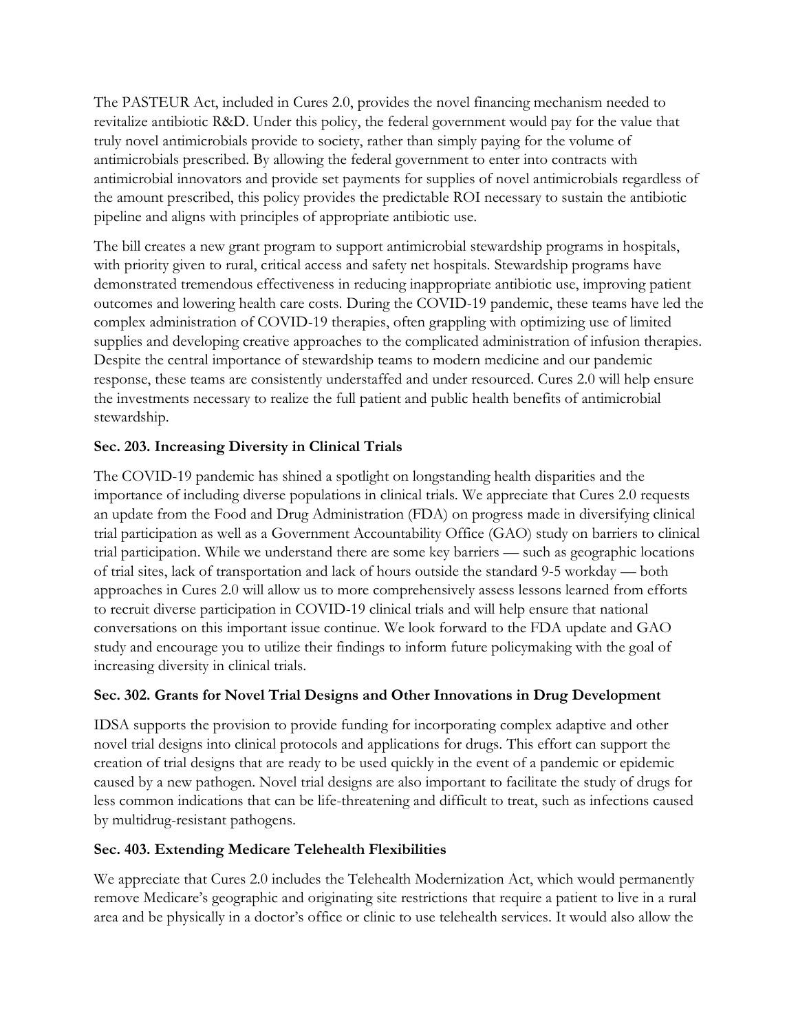The PASTEUR Act, included in Cures 2.0, provides the novel financing mechanism needed to revitalize antibiotic R&D. Under this policy, the federal government would pay for the value that truly novel antimicrobials provide to society, rather than simply paying for the volume of antimicrobials prescribed. By allowing the federal government to enter into contracts with antimicrobial innovators and provide set payments for supplies of novel antimicrobials regardless of the amount prescribed, this policy provides the predictable ROI necessary to sustain the antibiotic pipeline and aligns with principles of appropriate antibiotic use.

The bill creates a new grant program to support antimicrobial stewardship programs in hospitals, with priority given to rural, critical access and safety net hospitals. Stewardship programs have demonstrated tremendous effectiveness in reducing inappropriate antibiotic use, improving patient outcomes and lowering health care costs. During the COVID-19 pandemic, these teams have led the complex administration of COVID-19 therapies, often grappling with optimizing use of limited supplies and developing creative approaches to the complicated administration of infusion therapies. Despite the central importance of stewardship teams to modern medicine and our pandemic response, these teams are consistently understaffed and under resourced. Cures 2.0 will help ensure the investments necessary to realize the full patient and public health benefits of antimicrobial stewardship.

**Sec. 203. Increasing Diversity in Clinical Trials**

The COVID-19 pandemic has shined a spotlight on longstanding health disparities and the importance of including diverse populations in clinical trials. We appreciate that Cures 2.0 requests an update from the Food and Drug Administration (FDA) on progress made in diversifying clinical trial participation as well as a Government Accountability Office (GAO) study on barriers to clinical trial participation. While we understand there are some key barriers — such as geographic locations of trial sites, lack of transportation and lack of hours outside the standard 9-5 workday — both approaches in Cures 2.0 will allow us to more comprehensively assess lessons learned from efforts to recruit diverse participation in COVID-19 clinical trials and will help ensure that national conversations on this important issue continue. We look forward to the FDA update and GAO study and encourage you to utilize their findings to inform future policymaking with the goal of increasing diversity in clinical trials.

**Sec. 302. Grants for Novel Trial Designs and Other Innovations in Drug Development**

IDSA supports the provision to provide funding for incorporating complex adaptive and other novel trial designs into clinical protocols and applications for drugs. This effort can support the creation of trial designs that are ready to be used quickly in the event of a pandemic or epidemic caused by a new pathogen. Novel trial designs are also important to facilitate the study of drugs for less common indications that can be life-threatening and difficult to treat, such as infections caused by multidrug-resistant pathogens.

**Sec. 403. Extending Medicare Telehealth Flexibilities**

We appreciate that Cures 2.0 includes the Telehealth Modernization Act, which would permanently remove Medicare's geographic and originating site restrictions that require a patient to live in a rural area and be physically in a doctor's office or clinic to use telehealth services. It would also allow the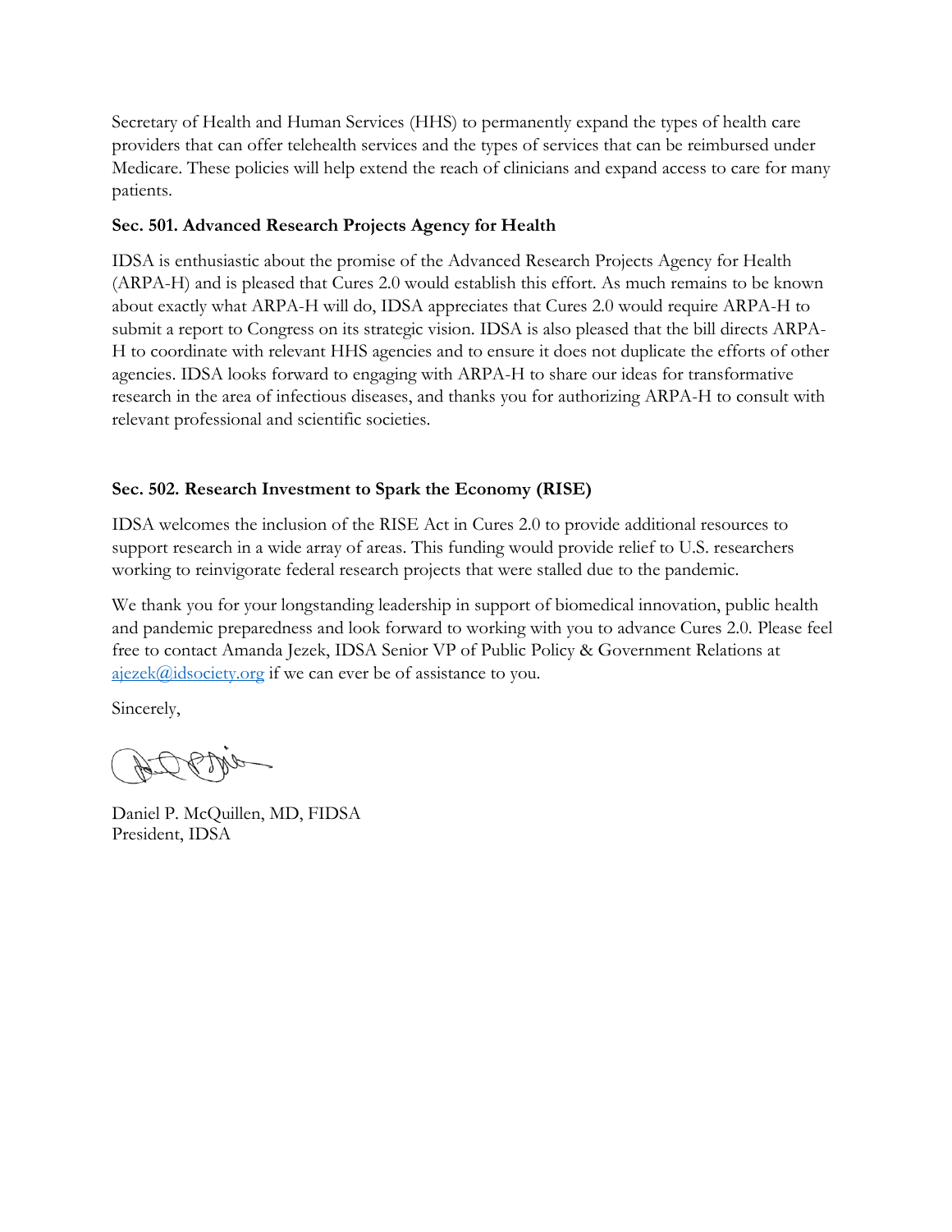Secretary of Health and Human Services (HHS) to permanently expand the types of health care providers that can offer telehealth services and the types of services that can be reimbursed under Medicare. These policies will help extend the reach of clinicians and expand access to care for many patients.

**Sec. 501. Advanced Research Projects Agency for Health**

IDSA is enthusiastic about the promise of the Advanced Research Projects Agency for Health (ARPA-H) and is pleased that Cures 2.0 would establish this effort. As much remains to be known about exactly what ARPA-H will do, IDSA appreciates that Cures 2.0 would require ARPA-H to submit a report to Congress on its strategic vision. IDSA is also pleased that the bill directs ARPA-H to coordinate with relevant HHS agencies and to ensure it does not duplicate the efforts of other agencies. IDSA looks forward to engaging with ARPA-H to share our ideas for transformative research in the area of infectious diseases, and thanks you for authorizing ARPA-H to consult with relevant professional and scientific societies.

**Sec. 502. Research Investment to Spark the Economy (RISE)**

IDSA welcomes the inclusion of the RISE Act in Cures 2.0 to provide additional resources to support research in a wide array of areas. This funding would provide relief to U.S. researchers working to reinvigorate federal research projects that were stalled due to the pandemic.

We thank you for your longstanding leadership in support of biomedical innovation, public health and pandemic preparedness and look forward to working with you to advance Cures 2.0. Please feel free to contact Amanda Jezek, IDSA Senior VP of Public Policy & Government Relations at ajezek@idsociety.org if we can ever be of assistance to you.

Sincerely,

Daniel P. McQuillen, MD, FIDSA
President, IDSA